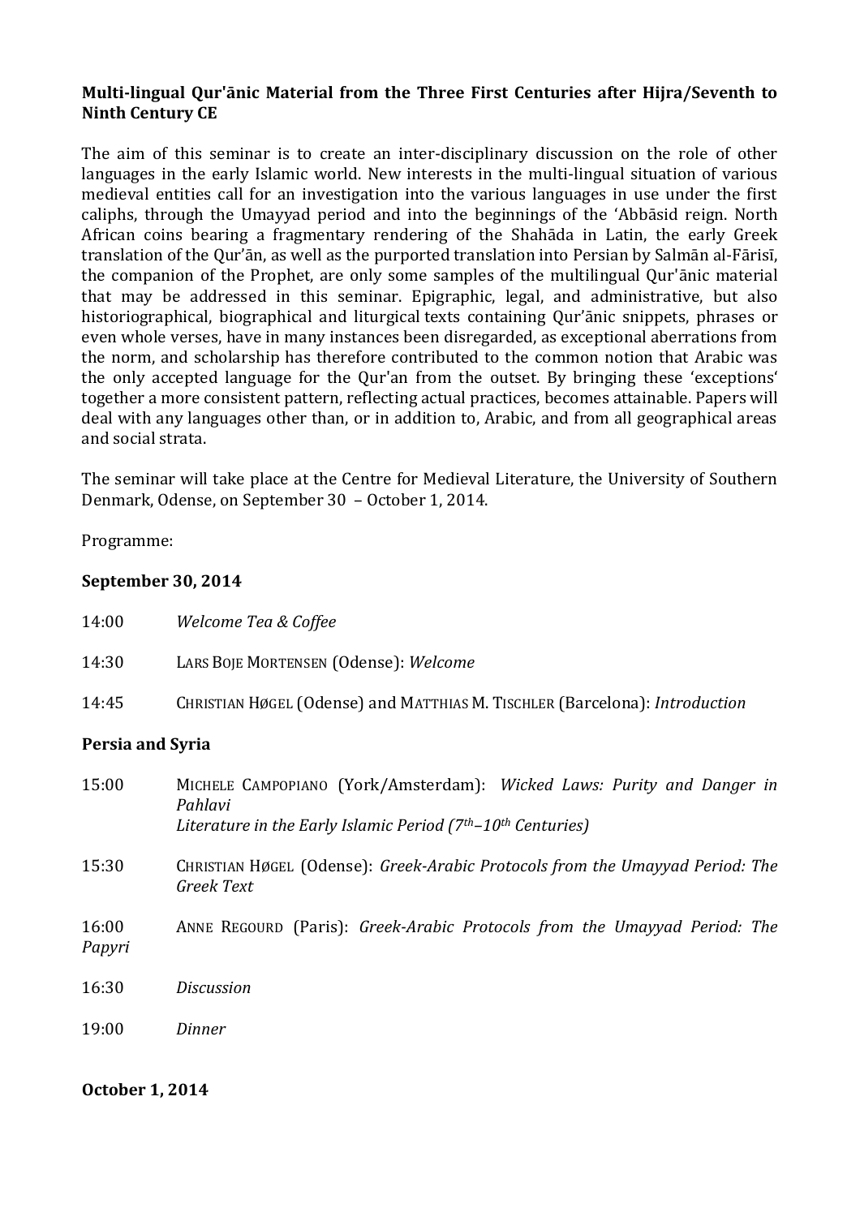**Multi-lingual Qur'ānic Material from the Three First Centuries after Hijra/Seventh to Ninth Century CE**

The aim of this seminar is to create an inter-disciplinary discussion on the role of other languages in the early Islamic world. New interests in the multi-lingual situation of various medieval entities call for an investigation into the various languages in use under the first caliphs, through the Umayyad period and into the beginnings of the 'Abbāsid reign. North African coins bearing a fragmentary rendering of the Shahāda in Latin, the early Greek translation of the Qur'ān, as well as the purported translation into Persian by Salmān al-Fārisī, the companion of the Prophet, are only some samples of the multilingual Qur'ānic material that may be addressed in this seminar. Epigraphic, legal, and administrative, but also historiographical, biographical and liturgical texts containing Qur'ānic snippets, phrases or even whole verses, have in many instances been disregarded, as exceptional aberrations from the norm, and scholarship has therefore contributed to the common notion that Arabic was the only accepted language for the Qur'an from the outset. By bringing these 'exceptions' together a more consistent pattern, reflecting actual practices, becomes attainable. Papers will deal with any languages other than, or in addition to, Arabic, and from all geographical areas and social strata.

The seminar will take place at the Centre for Medieval Literature, the University of Southern Denmark, Odense, on September 30 – October 1, 2014.

Programme:

**September 30, 2014**

14:00 *Welcome Tea & Coffee*

14:30 LARS BOJE MORTENSEN (Odense): *Welcome*

14:45 CHRISTIAN HØGEL (Odense) and MATTHIAS M. TISCHLER (Barcelona): *Introduction*

**Persia and Syria**

15:00 MICHELE CAMPOPIANO (York/Amsterdam): *Wicked Laws: Purity and Danger in Pahlavi Literature in the Early Islamic Period (7th–10th Centuries)*

15:30 CHRISTIAN HØGEL (Odense): *Greek-Arabic Protocols from the Umayyad Period: The Greek Text*

16:00 ANNE REGOURD (Paris): *Greek-Arabic Protocols from the Umayyad Period: The Papyri*

16:30 *Discussion*

19:00 *Dinner*

**October 1, 2014**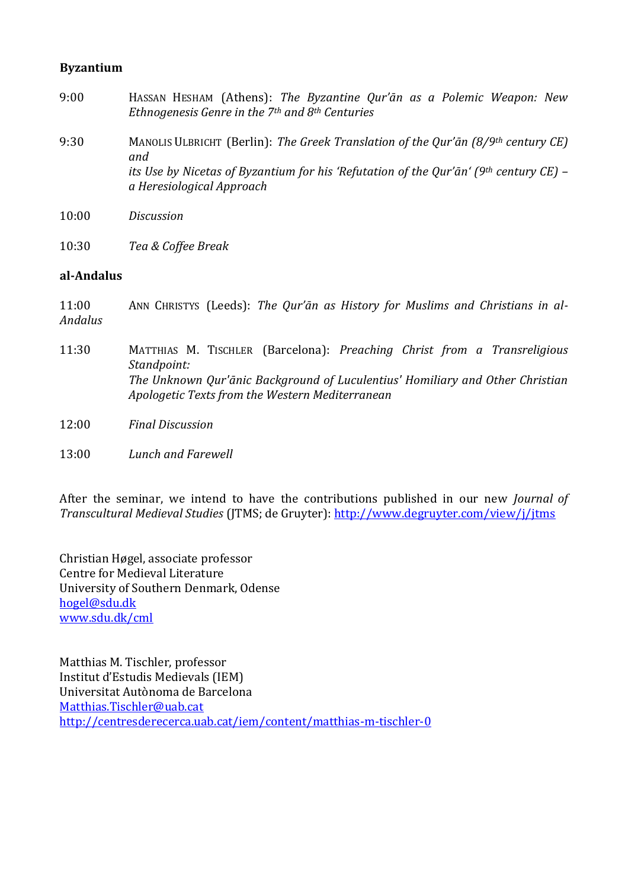**Byzantium**

9:00 HASSAN HESHAM (Athens): *The Byzantine Qur'ān as a Polemic Weapon: New Ethnogenesis Genre in the 7th and 8th Centuries*

9:30 MANOLIS ULBRICHT (Berlin): *The Greek Translation of the Qur'ān (8/9th century CE) and its Use by Nicetas of Byzantium for his 'Refutation of the Qur'ān' (9th century CE) – a Heresiological Approach*

10:00 *Discussion*

10:30 *Tea & Coffee Break*

**al-Andalus**

11:00 ANN CHRISTYS (Leeds): *The Qur'ān as History for Muslims and Christians in al-Andalus*

11:30 MATTHIAS M. TISCHLER (Barcelona): *Preaching Christ from a Transreligious Standpoint: The Unknown Qur'ānic Background of Luculentius' Homiliary and Other Christian Apologetic Texts from the Western Mediterranean*

12:00 *Final Discussion*

13:00 *Lunch and Farewell*

After the seminar, we intend to have the contributions published in our new *Journal of Transcultural Medieval Studies* (JTMS; de Gruyter): http://www.degruyter.com/view/j/jtms

Christian Høgel, associate professor
Centre for Medieval Literature
University of Southern Denmark, Odense
hogel@sdu.dk
www.sdu.dk/cml

Matthias M. Tischler, professor
Institut d'Estudis Medievals (IEM)
Universitat Autònoma de Barcelona
Matthias.Tischler@uab.cat
http://centresderecerca.uab.cat/iem/content/matthias-m-tischler-0